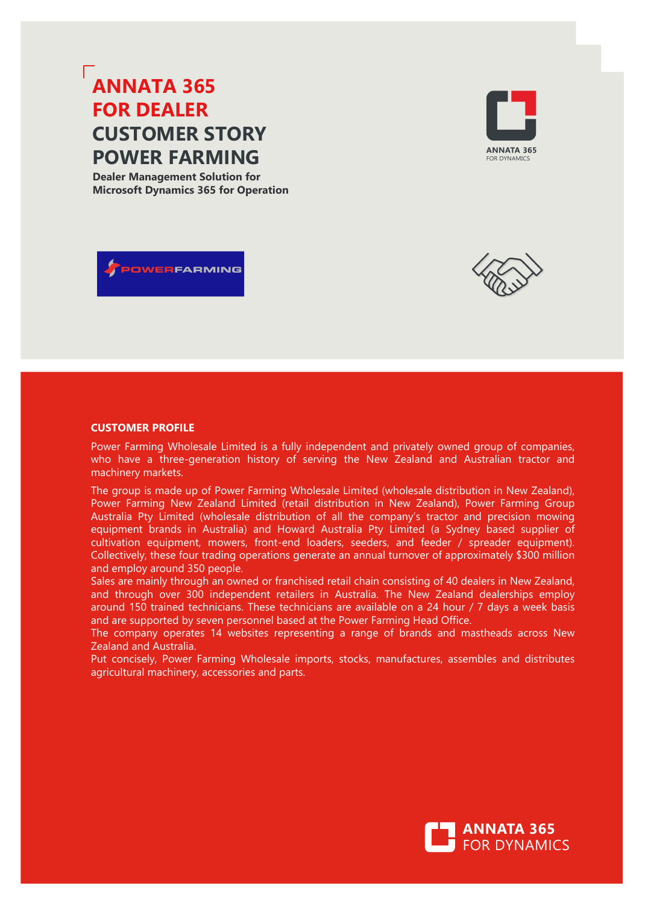# ANNATA 365 FOR DEALER

# CUSTOMER STORY POWER FARMING

**Dealer Management Solution for Microsoft Dynamics 365 for Operation**

ANNATA 365
FOR DYNAMICS

## CUSTOMER PROFILE

Power Farming Wholesale Limited is a fully independent and privately owned group of companies, who have a three-generation history of serving the New Zealand and Australian tractor and machinery markets.

The group is made up of Power Farming Wholesale Limited (wholesale distribution in New Zealand), Power Farming New Zealand Limited (retail distribution in New Zealand), Power Farming Group Australia Pty Limited (wholesale distribution of all the company's tractor and precision mowing equipment brands in Australia) and Howard Australia Pty Limited (a Sydney based supplier of cultivation equipment, mowers, front-end loaders, seeders, and feeder / spreader equipment). Collectively, these four trading operations generate an annual turnover of approximately $300 million and employ around 350 people.

Sales are mainly through an owned or franchised retail chain consisting of 40 dealers in New Zealand, and through over 300 independent retailers in Australia. The New Zealand dealerships employ around 150 trained technicians. These technicians are available on a 24 hour / 7 days a week basis and are supported by seven personnel based at the Power Farming Head Office.

The company operates 14 websites representing a range of brands and mastheads across New Zealand and Australia.

Put concisely, Power Farming Wholesale imports, stocks, manufactures, assembles and distributes agricultural machinery, accessories and parts.

ANNATA 365
FOR DYNAMICS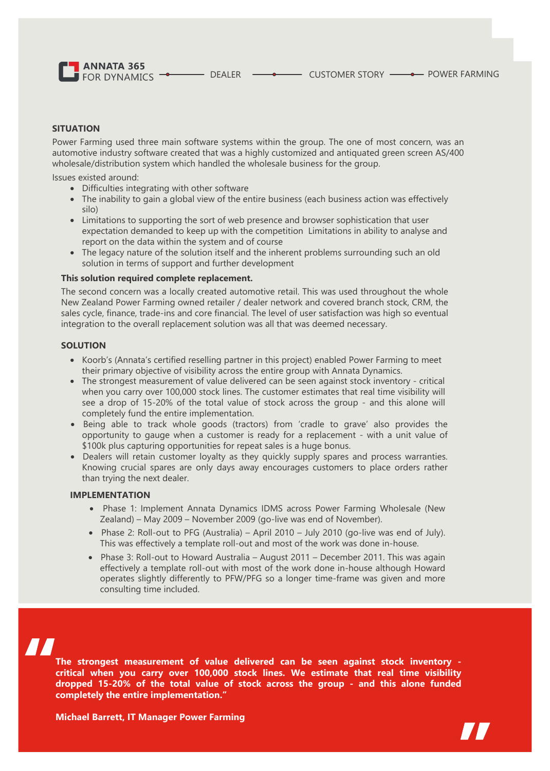## SITUATION

Power Farming used three main software systems within the group. The one of most concern, was an automotive industry software created that was a highly customized and antiquated green screen AS/400 wholesale/distribution system which handled the wholesale business for the group.

Issues existed around:

- Difficulties integrating with other software
- The inability to gain a global view of the entire business (each business action was effectively silo)
- Limitations to supporting the sort of web presence and browser sophistication that user expectation demanded to keep up with the competition Limitations in ability to analyse and report on the data within the system and of course
- The legacy nature of the solution itself and the inherent problems surrounding such an old solution in terms of support and further development

**This solution required complete replacement.**

The second concern was a locally created automotive retail. This was used throughout the whole New Zealand Power Farming owned retailer / dealer network and covered branch stock, CRM, the sales cycle, finance, trade-ins and core financial. The level of user satisfaction was high so eventual integration to the overall replacement solution was all that was deemed necessary.

## SOLUTION

- Koorb's (Annata's certified reselling partner in this project) enabled Power Farming to meet their primary objective of visibility across the entire group with Annata Dynamics.
- The strongest measurement of value delivered can be seen against stock inventory - critical when you carry over 100,000 stock lines. The customer estimates that real time visibility will see a drop of 15-20% of the total value of stock across the group - and this alone will completely fund the entire implementation.
- Being able to track whole goods (tractors) from 'cradle to grave' also provides the opportunity to gauge when a customer is ready for a replacement - with a unit value of $100k plus capturing opportunities for repeat sales is a huge bonus.
- Dealers will retain customer loyalty as they quickly supply spares and process warranties. Knowing crucial spares are only days away encourages customers to place orders rather than trying the next dealer.

## IMPLEMENTATION

- Phase 1: Implement Annata Dynamics IDMS across Power Farming Wholesale (New Zealand) – May 2009 – November 2009 (go-live was end of November).
- Phase 2: Roll-out to PFG (Australia) – April 2010 – July 2010 (go-live was end of July). This was effectively a template roll-out and most of the work was done in-house.
- Phase 3: Roll-out to Howard Australia – August 2011 – December 2011. This was again effectively a template roll-out with most of the work done in-house although Howard operates slightly differently to PFW/PFG so a longer time-frame was given and more consulting time included.

> **"The strongest measurement of value delivered can be seen against stock inventory - critical when you carry over 100,000 stock lines. We estimate that real time visibility dropped 15-20% of the total value of stock across the group - and this alone funded completely the entire implementation."**
>
> **Michael Barrett, IT Manager Power Farming**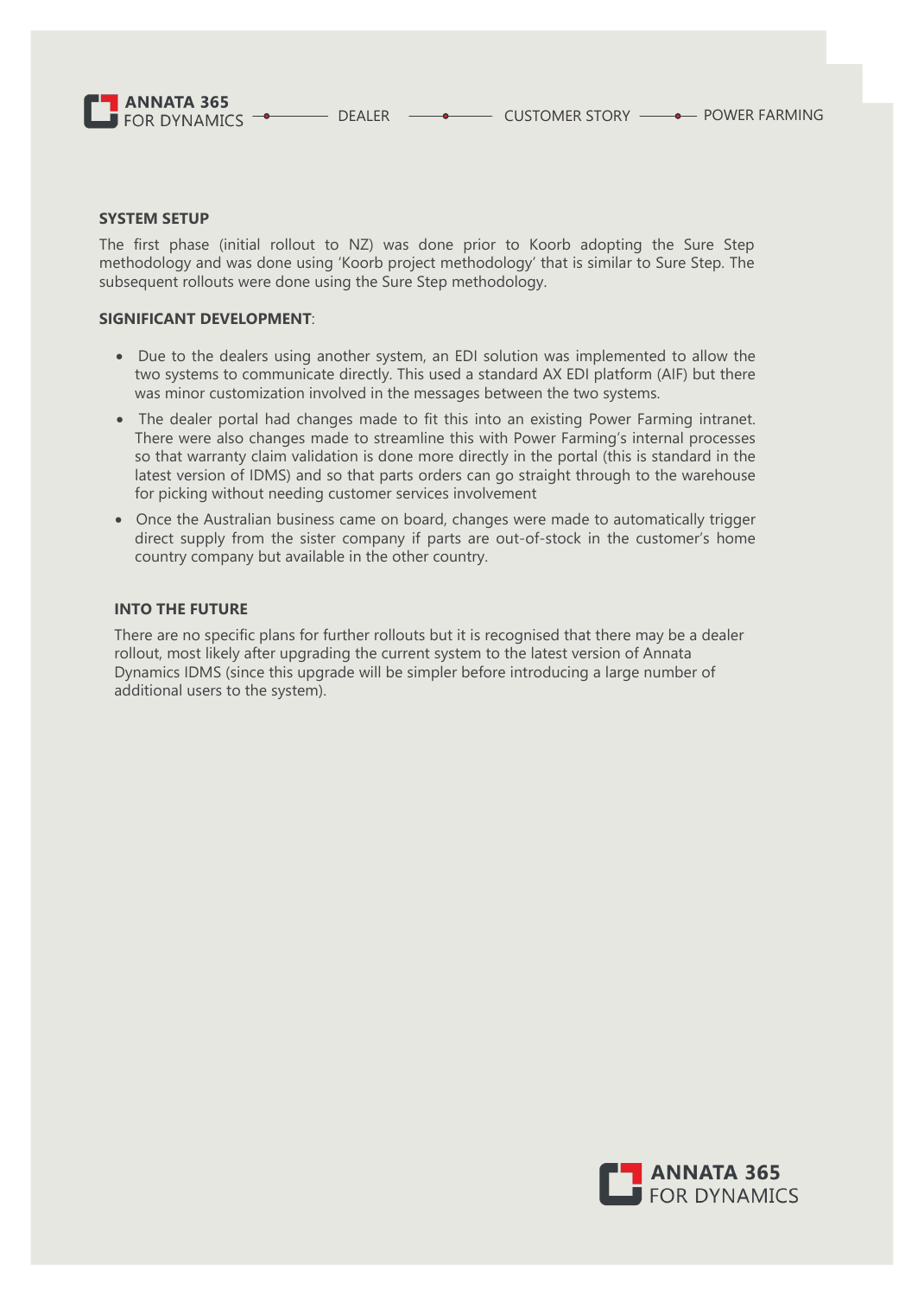## SYSTEM SETUP

The first phase (initial rollout to NZ) was done prior to Koorb adopting the Sure Step methodology and was done using 'Koorb project methodology' that is similar to Sure Step. The subsequent rollouts were done using the Sure Step methodology.

**SIGNIFICANT DEVELOPMENT**:

- Due to the dealers using another system, an EDI solution was implemented to allow the two systems to communicate directly. This used a standard AX EDI platform (AIF) but there was minor customization involved in the messages between the two systems.
- The dealer portal had changes made to fit this into an existing Power Farming intranet. There were also changes made to streamline this with Power Farming's internal processes so that warranty claim validation is done more directly in the portal (this is standard in the latest version of IDMS) and so that parts orders can go straight through to the warehouse for picking without needing customer services involvement
- Once the Australian business came on board, changes were made to automatically trigger direct supply from the sister company if parts are out-of-stock in the customer's home country company but available in the other country.

## INTO THE FUTURE

There are no specific plans for further rollouts but it is recognised that there may be a dealer rollout, most likely after upgrading the current system to the latest version of Annata Dynamics IDMS (since this upgrade will be simpler before introducing a large number of additional users to the system).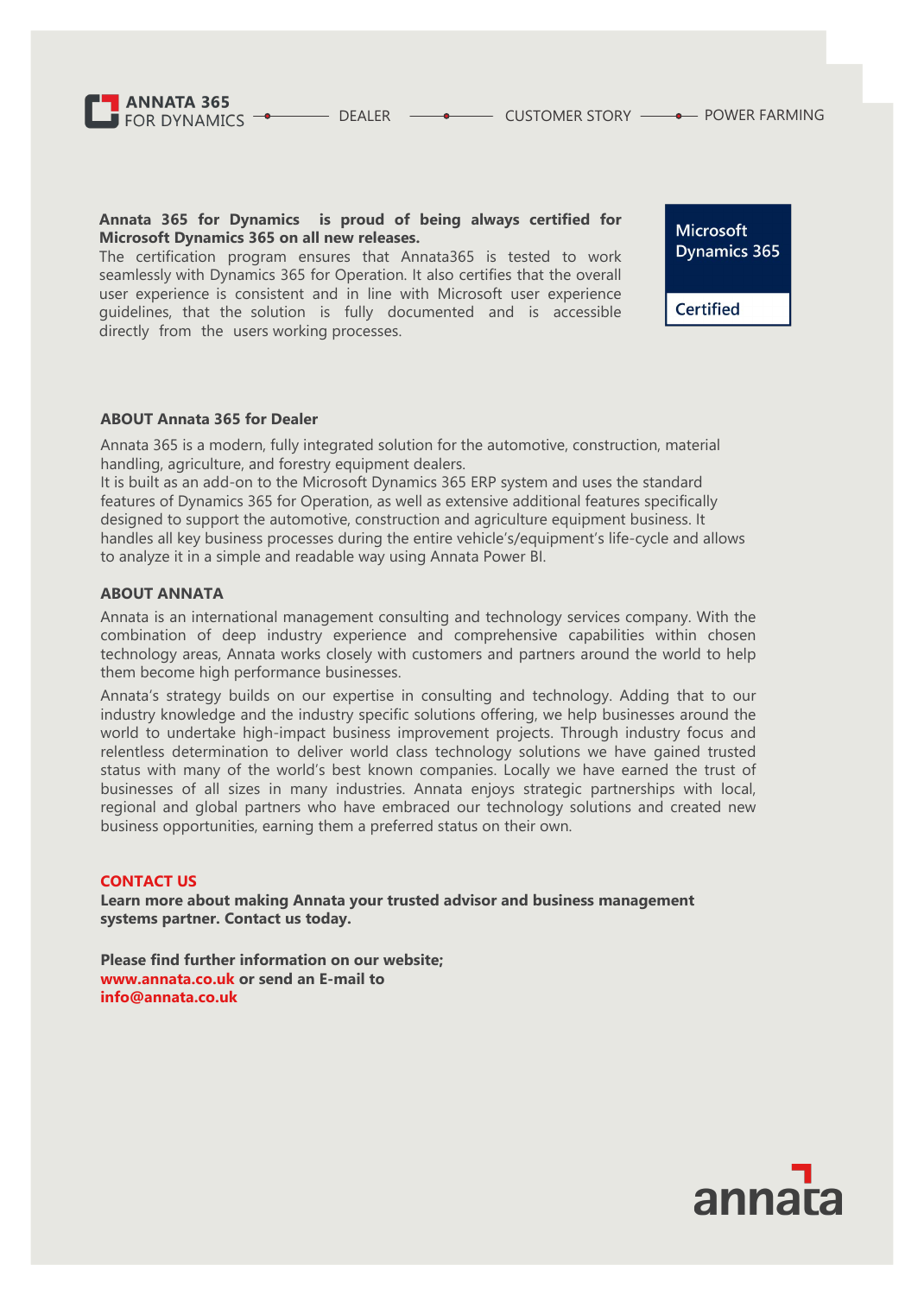**Annata 365 for Dynamics is proud of being always certified for Microsoft Dynamics 365 on all new releases.**
The certification program ensures that Annata365 is tested to work seamlessly with Dynamics 365 for Operation. It also certifies that the overall user experience is consistent and in line with Microsoft user experience guidelines, that the solution is fully documented and is accessible directly from the users working processes.

Microsoft Dynamics 365

Certified

### ABOUT Annata 365 for Dealer

Annata 365 is a modern, fully integrated solution for the automotive, construction, material handling, agriculture, and forestry equipment dealers.
It is built as an add-on to the Microsoft Dynamics 365 ERP system and uses the standard features of Dynamics 365 for Operation, as well as extensive additional features specifically designed to support the automotive, construction and agriculture equipment business. It handles all key business processes during the entire vehicle's/equipment's life-cycle and allows to analyze it in a simple and readable way using Annata Power BI.

### ABOUT ANNATA

Annata is an international management consulting and technology services company. With the combination of deep industry experience and comprehensive capabilities within chosen technology areas, Annata works closely with customers and partners around the world to help them become high performance businesses.

Annata's strategy builds on our expertise in consulting and technology. Adding that to our industry knowledge and the industry specific solutions offering, we help businesses around the world to undertake high-impact business improvement projects. Through industry focus and relentless determination to deliver world class technology solutions we have gained trusted status with many of the world's best known companies. Locally we have earned the trust of businesses of all sizes in many industries. Annata enjoys strategic partnerships with local, regional and global partners who have embraced our technology solutions and created new business opportunities, earning them a preferred status on their own.

### CONTACT US

**Learn more about making Annata your trusted advisor and business management systems partner. Contact us today.**

**Please find further information on our website;**
**www.annata.co.uk or send an E-mail to**
**info@annata.co.uk**

annata